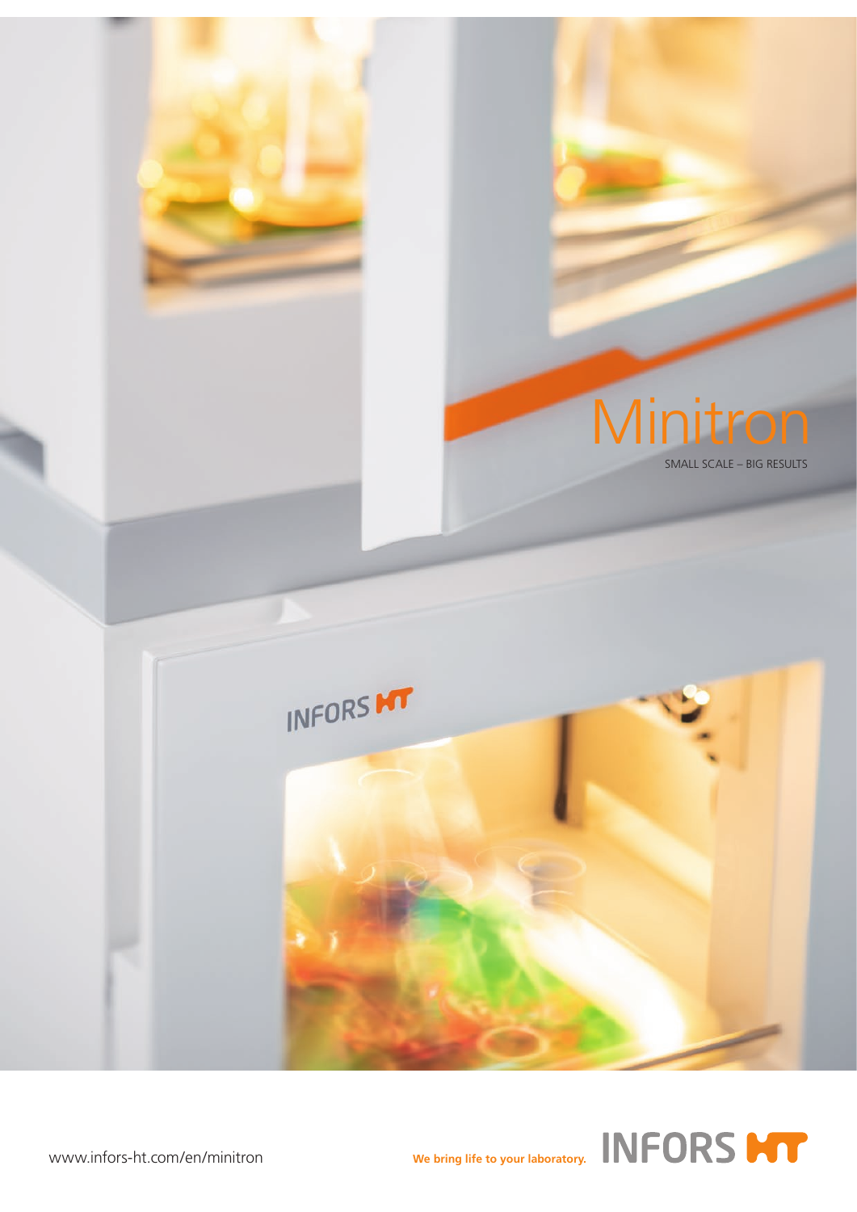# Minitron

SMALL SCALE – BIG RESULTS

www.infors-ht.com/en/minitron

We bring life to your laboratory. INFORS HT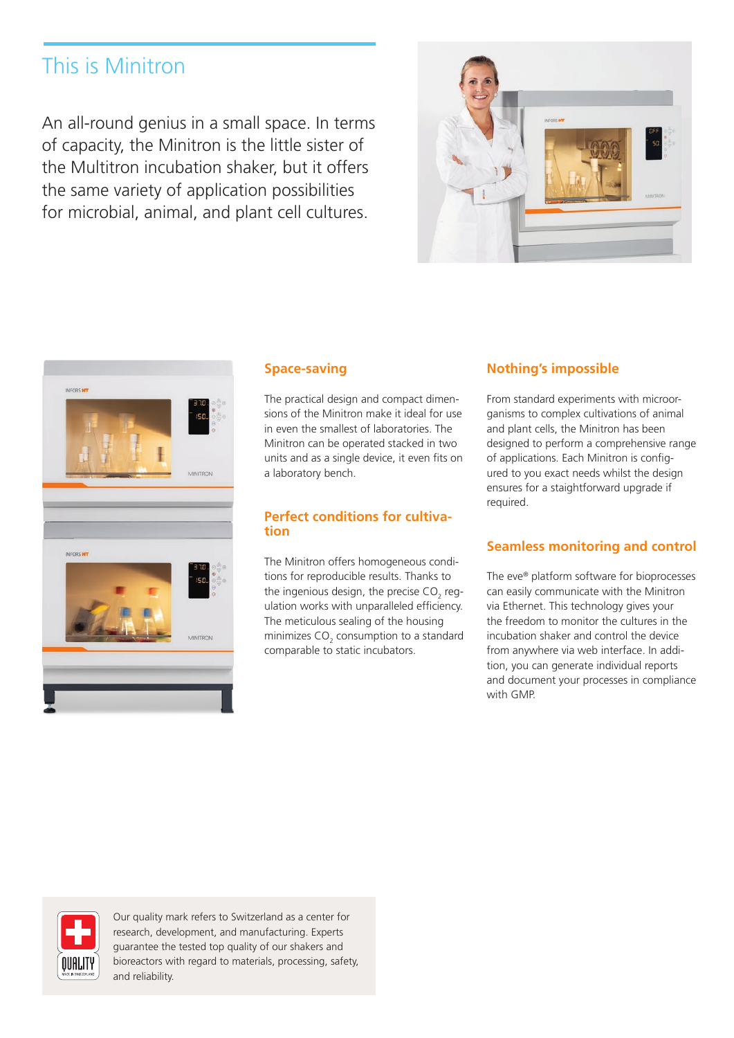# This is Minitron

An all-round genius in a small space. In terms of capacity, the Minitron is the little sister of the Multitron incubation shaker, but it offers the same variety of application possibilities for microbial, animal, and plant cell cultures.

## Space-saving

The practical design and compact dimensions of the Minitron make it ideal for use in even the smallest of laboratories. The Minitron can be operated stacked in two units and as a single device, it even fits on a laboratory bench.

## Perfect conditions for cultivation

The Minitron offers homogeneous conditions for reproducible results. Thanks to the ingenious design, the precise $CO_2$ regulation works with unparalleled efficiency. The meticulous sealing of the housing minimizes $CO_2$ consumption to a standard comparable to static incubators.

## Nothing's impossible

From standard experiments with microorganisms to complex cultivations of animal and plant cells, the Minitron has been designed to perform a comprehensive range of applications. Each Minitron is configured to you exact needs whilst the design ensures for a staightforward upgrade if required.

## Seamless monitoring and control

The eve® platform software for bioprocesses can easily communicate with the Minitron via Ethernet. This technology gives your the freedom to monitor the cultures in the incubation shaker and control the device from anywhere via web interface. In addition, you can generate individual reports and document your processes in compliance with GMP.

Our quality mark refers to Switzerland as a center for research, development, and manufacturing. Experts guarantee the tested top quality of our shakers and bioreactors with regard to materials, processing, safety, and reliability.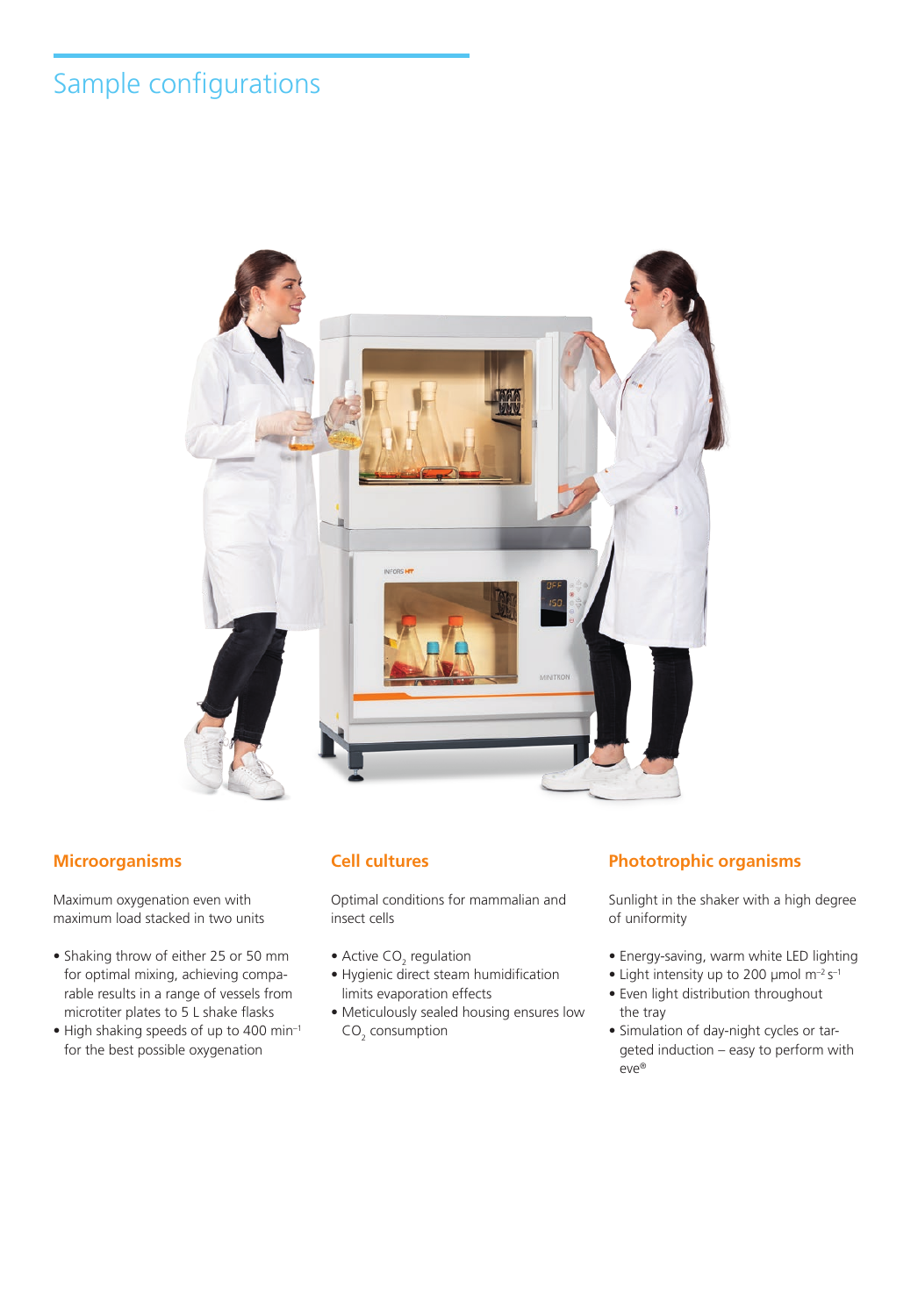# Sample configurations

## Microorganisms

Maximum oxygenation even with maximum load stacked in two units

- Shaking throw of either 25 or 50 mm for optimal mixing, achieving comparable results in a range of vessels from microtiter plates to 5 L shake flasks
- High shaking speeds of up to 400 $min^{-1}$ for the best possible oxygenation

## Cell cultures

Optimal conditions for mammalian and insect cells

- Active $CO_2$ regulation
- Hygienic direct steam humidification limits evaporation effects
- Meticulously sealed housing ensures low $CO_2$ consumption

## Phototrophic organisms

Sunlight in the shaker with a high degree of uniformity

- Energy-saving, warm white LED lighting
- Light intensity up to 200 µmol $m^{-2} s^{-1}$
- Even light distribution throughout the tray
- Simulation of day-night cycles or targeted induction – easy to perform with eve®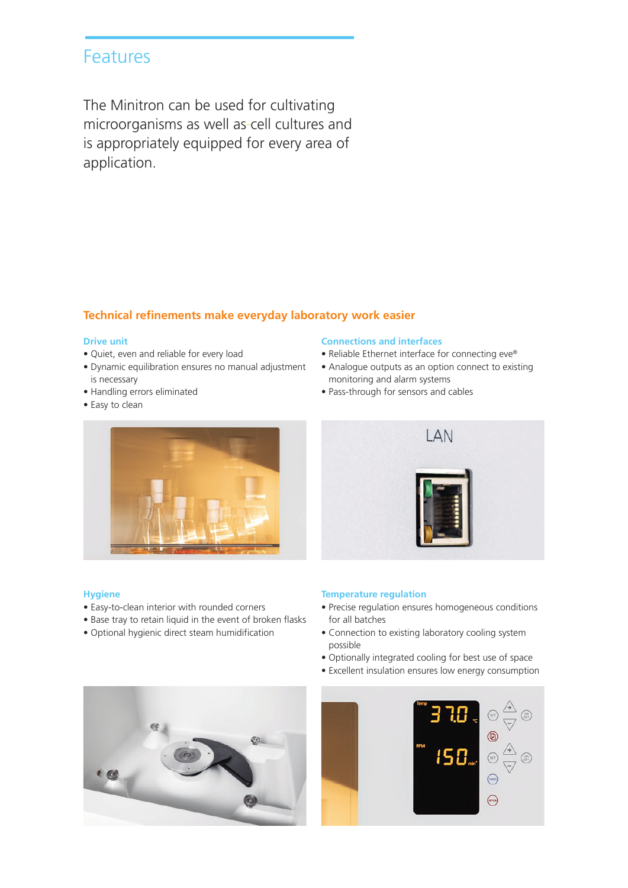# Features

The Minitron can be used for cultivating microorganisms as well as cell cultures and is appropriately equipped for every area of application.

## Technical refinements make everyday laboratory work easier

### Drive unit

- Quiet, even and reliable for every load
- Dynamic equilibration ensures no manual adjustment is necessary
- Handling errors eliminated
- Easy to clean

### Connections and interfaces

- Reliable Ethernet interface for connecting eve®
- Analogue outputs as an option connect to existing monitoring and alarm systems
- Pass-through for sensors and cables

### Hygiene

- Easy-to-clean interior with rounded corners
- Base tray to retain liquid in the event of broken flasks
- Optional hygienic direct steam humidification

### Temperature regulation

- Precise regulation ensures homogeneous conditions for all batches
- Connection to existing laboratory cooling system possible
- Optionally integrated cooling for best use of space
- Excellent insulation ensures low energy consumption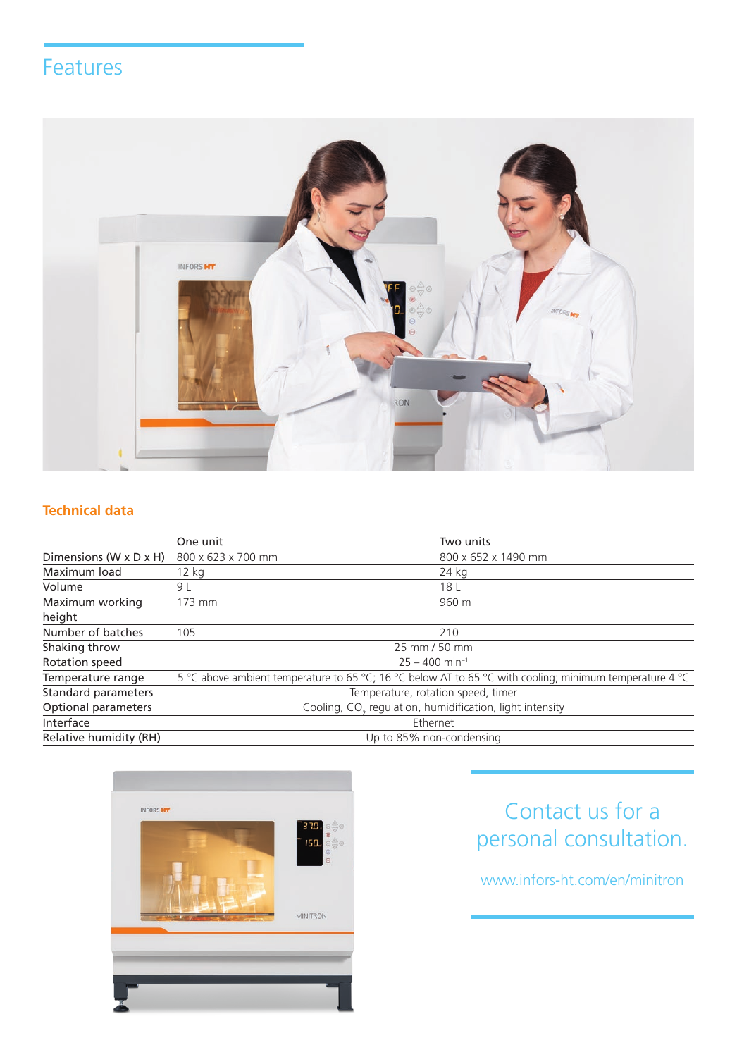## Features

### Technical data

| | One unit | Two units |
|---|---|---|
| Dimensions (W x D x H) | 800 x 623 x 700 mm | 800 x 652 x 1490 mm |
| Maximum load | 12 kg | 24 kg |
| Volume | 9 L | 18 L |
| Maximum working height | 173 mm | 960 m |
| Number of batches | 105 | 210 |
| Shaking throw | 25 mm / 50 mm | |
| Rotation speed | 25 – 400 $min^{-1}$ | |
| Temperature range | 5 °C above ambient temperature to 65 °C; 16 °C below AT to 65 °C with cooling; minimum temperature 4 °C | |
| Standard parameters | Temperature, rotation speed, timer | |
| Optional parameters | Cooling, $CO_2$ regulation, humidification, light intensity | |
| Interface | Ethernet | |
| Relative humidity (RH) | Up to 85% non-condensing | |

Contact us for a personal consultation.

www.infors-ht.com/en/minitron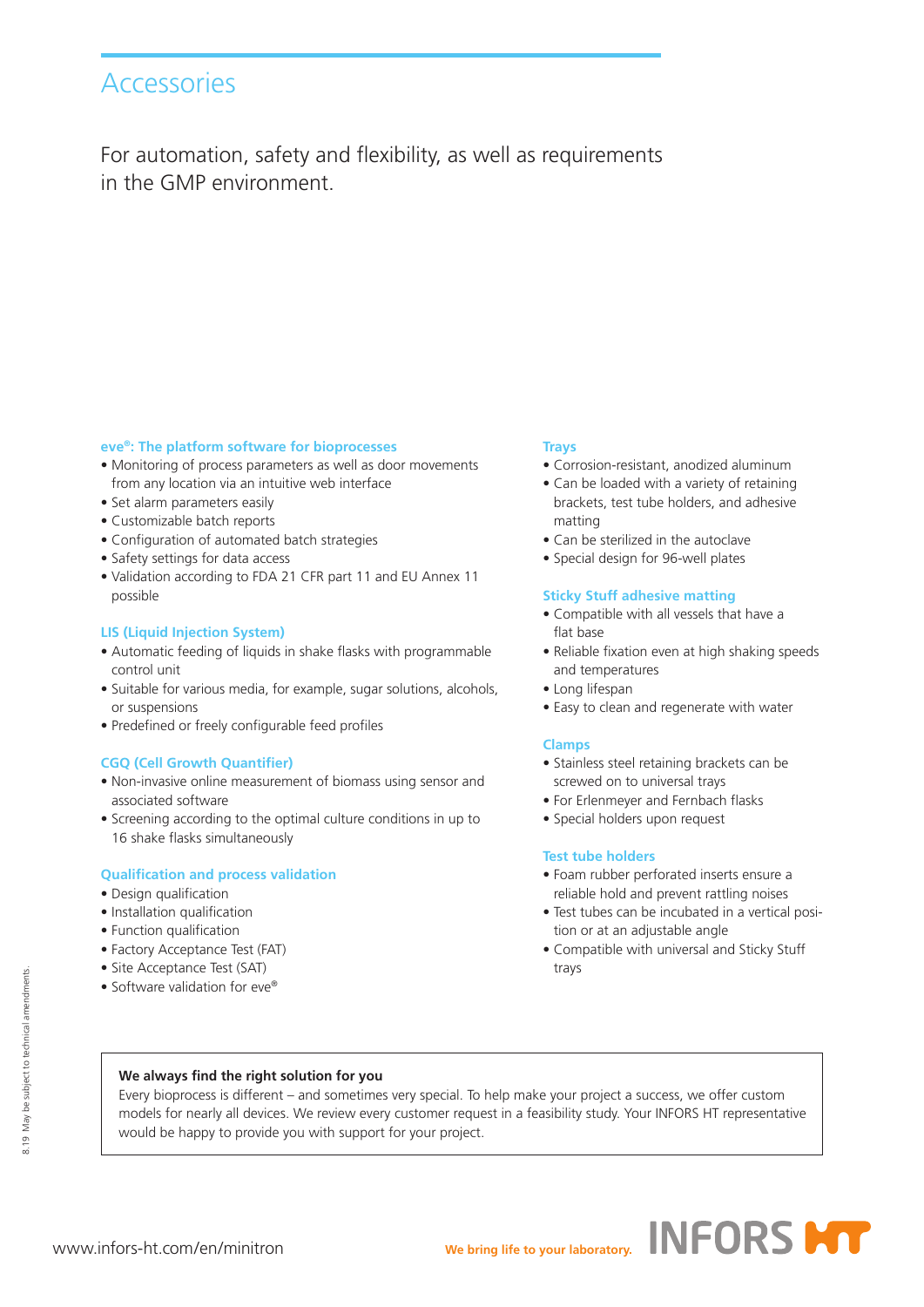# Accessories

For automation, safety and flexibility, as well as requirements in the GMP environment.

### eve®: The platform software for bioprocesses

- Monitoring of process parameters as well as door movements from any location via an intuitive web interface
- Set alarm parameters easily
- Customizable batch reports
- Configuration of automated batch strategies
- Safety settings for data access
- Validation according to FDA 21 CFR part 11 and EU Annex 11 possible

### LIS (Liquid Injection System)

- Automatic feeding of liquids in shake flasks with programmable control unit
- Suitable for various media, for example, sugar solutions, alcohols, or suspensions
- Predefined or freely configurable feed profiles

### CGQ (Cell Growth Quantifier)

- Non-invasive online measurement of biomass using sensor and associated software
- Screening according to the optimal culture conditions in up to 16 shake flasks simultaneously

### Qualification and process validation

- Design qualification
- Installation qualification
- Function qualification
- Factory Acceptance Test (FAT)
- Site Acceptance Test (SAT)
- Software validation for eve®

### Trays

- Corrosion-resistant, anodized aluminum
- Can be loaded with a variety of retaining brackets, test tube holders, and adhesive matting
- Can be sterilized in the autoclave
- Special design for 96-well plates

### Sticky Stuff adhesive matting

- Compatible with all vessels that have a flat base
- Reliable fixation even at high shaking speeds and temperatures
- Long lifespan
- Easy to clean and regenerate with water

### Clamps

- Stainless steel retaining brackets can be screwed on to universal trays
- For Erlenmeyer and Fernbach flasks
- Special holders upon request

### Test tube holders

- Foam rubber perforated inserts ensure a reliable hold and prevent rattling noises
- Test tubes can be incubated in a vertical position or at an adjustable angle
- Compatible with universal and Sticky Stuff trays

**We always find the right solution for you**

Every bioprocess is different – and sometimes very special. To help make your project a success, we offer custom models for nearly all devices. We review every customer request in a feasibility study. Your INFORS HT representative would be happy to provide you with support for your project.

8.19 May be subject to technical amendments.

www.infors-ht.com/en/minitron

**We bring life to your laboratory.** INFORS HT